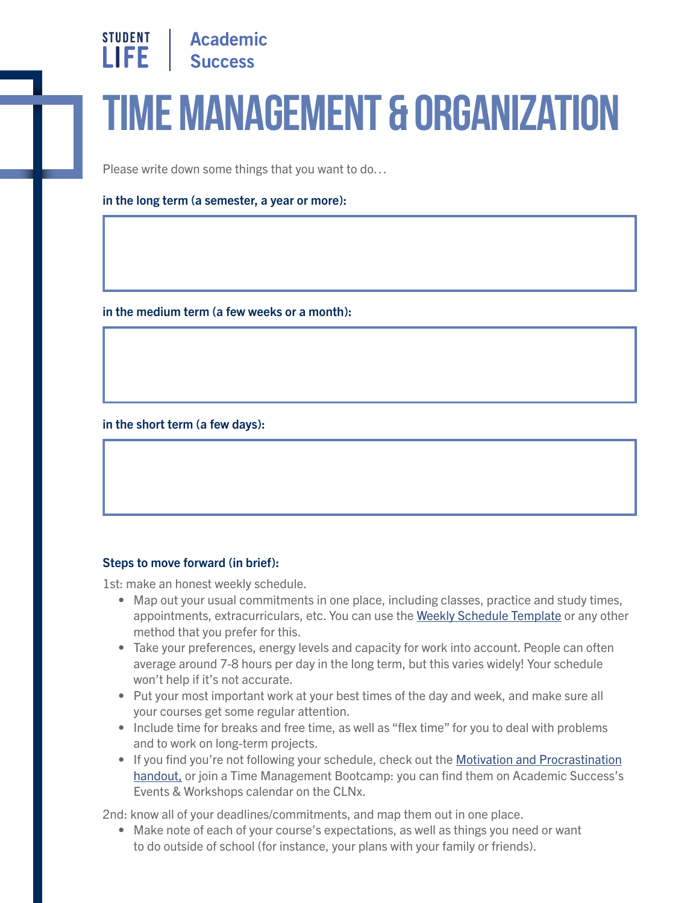STUDENT LIFE | Academic Success

# TIME MANAGEMENT & ORGANIZATION

Please write down some things that you want to do…

**in the long term (a semester, a year or more):**

**in the medium term (a few weeks or a month):**

**in the short term (a few days):**

**Steps to move forward (in brief):**

1st: make an honest weekly schedule.

- Map out your usual commitments in one place, including classes, practice and study times, appointments, extracurriculars, etc. You can use the Weekly Schedule Template or any other method that you prefer for this.
- Take your preferences, energy levels and capacity for work into account. People can often average around 7-8 hours per day in the long term, but this varies widely! Your schedule won't help if it's not accurate.
- Put your most important work at your best times of the day and week, and make sure all your courses get some regular attention.
- Include time for breaks and free time, as well as "flex time" for you to deal with problems and to work on long-term projects.
- If you find you're not following your schedule, check out the Motivation and Procrastination handout, or join a Time Management Bootcamp: you can find them on Academic Success's Events & Workshops calendar on the CLNx.

2nd: know all of your deadlines/commitments, and map them out in one place.

- Make note of each of your course's expectations, as well as things you need or want to do outside of school (for instance, your plans with your family or friends).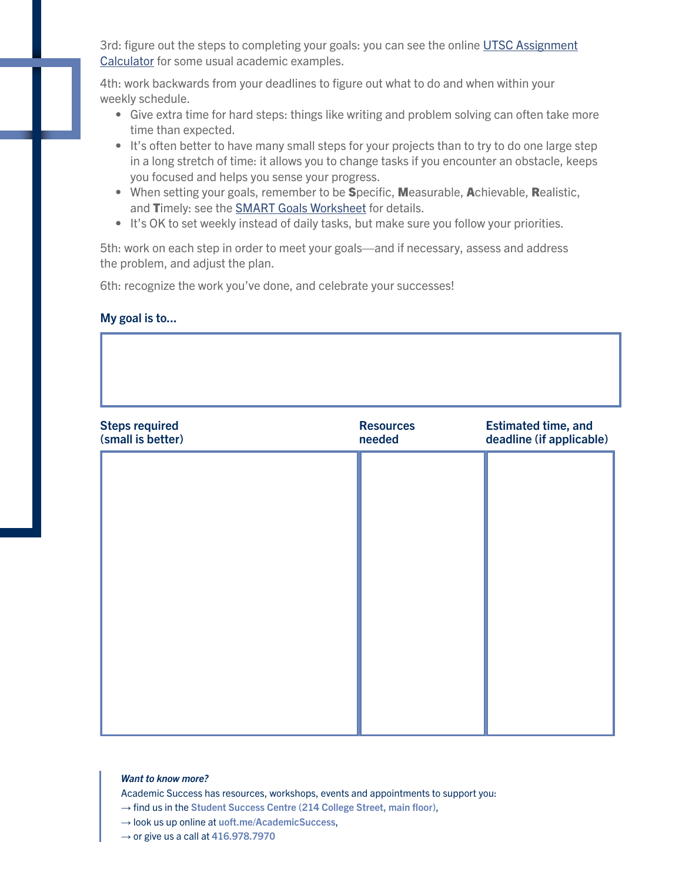3rd: figure out the steps to completing your goals: you can see the online UTSC Assignment Calculator for some usual academic examples.

4th: work backwards from your deadlines to figure out what to do and when within your weekly schedule.

- Give extra time for hard steps: things like writing and problem solving can often take more time than expected.
- It's often better to have many small steps for your projects than to try to do one large step in a long stretch of time: it allows you to change tasks if you encounter an obstacle, keeps you focused and helps you sense your progress.
- When setting your goals, remember to be **S**pecific, **M**easurable, **A**chievable, **R**ealistic, and **T**imely: see the SMART Goals Worksheet for details.
- It's OK to set weekly instead of daily tasks, but make sure you follow your priorities.

5th: work on each step in order to meet your goals—and if necessary, assess and address the problem, and adjust the plan.

6th: recognize the work you've done, and celebrate your successes!

**My goal is to...**

| |
|---|
| |

| Steps required (small is better) | Resources needed | Estimated time, and deadline (if applicable) |
|---|---|---|
| | | |

***Want to know more?***

Academic Success has resources, workshops, events and appointments to support you:

→ find us in the **Student Success Centre (214 College Street, main floor)**,

→ look us up online at **uoft.me/AcademicSuccess**,

→ or give us a call at **416.978.7970**